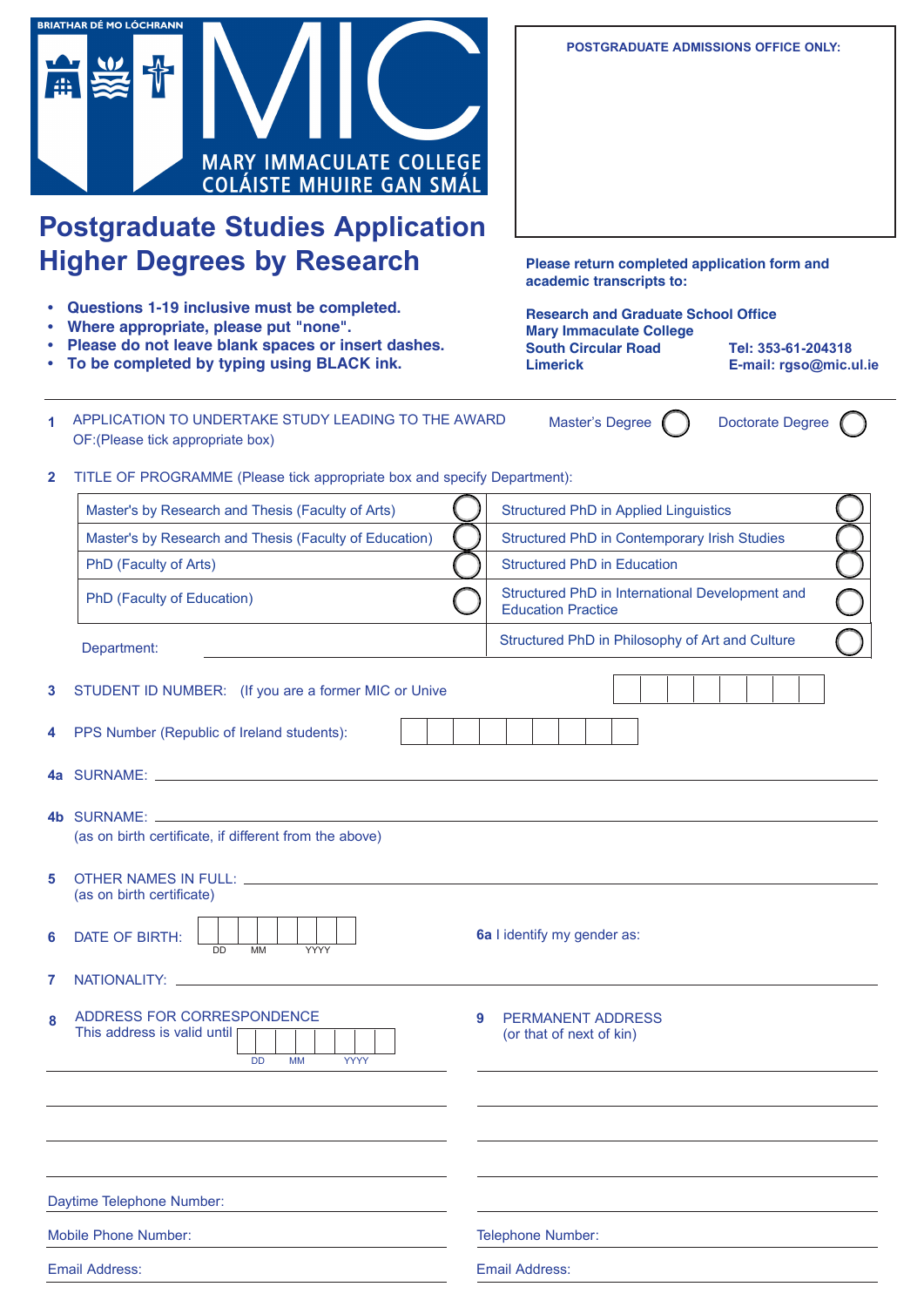BRIATHAR DÉ MO LÓCHRANN

MIC

MARY IMMACULATE COLLEGE
COLÁISTE MHUIRE GAN SMÁL

# Postgraduate Studies Application Higher Degrees by Research

- **Questions 1-19 inclusive must be completed.**
- **Where appropriate, please put "none".**
- **Please do not leave blank spaces or insert dashes.**
- **To be completed by typing using BLACK ink.**

**POSTGRADUATE ADMISSIONS OFFICE ONLY:**

**Please return completed application form and academic transcripts to:**

**Research and Graduate School Office**
**Mary Immaculate College**
**South Circular Road**
**Limerick**

**Tel: 353-61-204318**
**E-mail: rgso@mic.ul.ie**

**1** APPLICATION TO UNDERTAKE STUDY LEADING TO THE AWARD OF:(Please tick appropriate box)

Master's Degree ◯ Doctorate Degree ◯

**2** TITLE OF PROGRAMME (Please tick appropriate box and specify Department):

| | | | |
|---|---|---|---|
| Master's by Research and Thesis (Faculty of Arts) | ◯ | Structured PhD in Applied Linguistics | ◯ |
| Master's by Research and Thesis (Faculty of Education) | ◯ | Structured PhD in Contemporary Irish Studies | ◯ |
| PhD (Faculty of Arts) | ◯ | Structured PhD in Education | ◯ |
| PhD (Faculty of Education) | ◯ | Structured PhD in International Development and Education Practice | ◯ |
| Department: | | Structured PhD in Philosophy of Art and Culture | ◯ |

**3** STUDIENT ID NUMBER: (If you are a former MIC or Unive

**4** PPS Number (Republic of Ireland students):

**4a** SURNAME:

**4b** SURNAME:
(as on birth certificate, if different from the above)

**5** OTHER NAMES IN FULL:
(as on birth certificate)

**6** DATE OF BIRTH: DD MM YYYY

**6a** I identify my gender as:

**7** NATIONALITY:

**8** ADDRESS FOR CORRESPONDENCE
This address is valid until DD MM YYYY

Daytime Telephone Number:

Mobile Phone Number:

Email Address:

**9** PERMANENT ADDRESS
(or that of next of kin)

Telephone Number:

Email Address: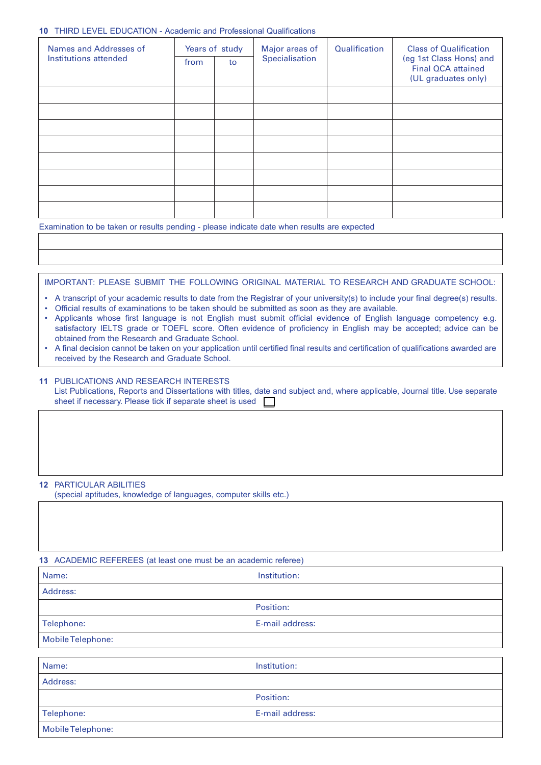## 10 THIRD LEVEL EDUCATION - Academic and Professional Qualifications

| Names and Addresses of Institutions attended | Years of study | | Major areas of Specialisation | Qualification | Class of Qualification (eg 1st Class Hons) and Final QCA attained (UL graduates only) |
|---|---|---|---|---|---|
| | from | to | | | |
| | | | | | |
| | | | | | |
| | | | | | |
| | | | | | |
| | | | | | |
| | | | | | |
| | | | | | |
| | | | | | |

Examination to be taken or results pending - please indicate date when results are expected

| |
|---|
| |
| |

IMPORTANT: PLEASE SUBMIT THE FOLLOWING ORIGINAL MATERIAL TO RESEARCH AND GRADUATE SCHOOL:

- A transcript of your academic results to date from the Registrar of your university(s) to include your final degree(s) results.
- Official results of examinations to be taken should be submitted as soon as they are available.
- Applicants whose first language is not English must submit official evidence of English language competency e.g. satisfactory IELTS grade or TOEFL score. Often evidence of proficiency in English may be accepted; advice can be obtained from the Research and Graduate School.
- A final decision cannot be taken on your application until certified final results and certification of qualifications awarded are received by the Research and Graduate School.

## 11 PUBLICATIONS AND RESEARCH INTERESTS

List Publications, Reports and Dissertations with titles, date and subject and, where applicable, Journal title. Use separate sheet if necessary. Please tick if separate sheet is used ☐

## 12 PARTICULAR ABILITIES

(special aptitudes, knowledge of languages, computer skills etc.)

## 13 ACADEMIC REFEREES (at least one must be an academic referee)

| Name: | Institution: |
|---|---|
| Address: | |
| | Position: |
| Telephone: | E-mail address: |
| Mobile Telephone: | |

| Name: | Institution: |
|---|---|
| Address: | |
| | Position: |
| Telephone: | E-mail address: |
| Mobile Telephone: | |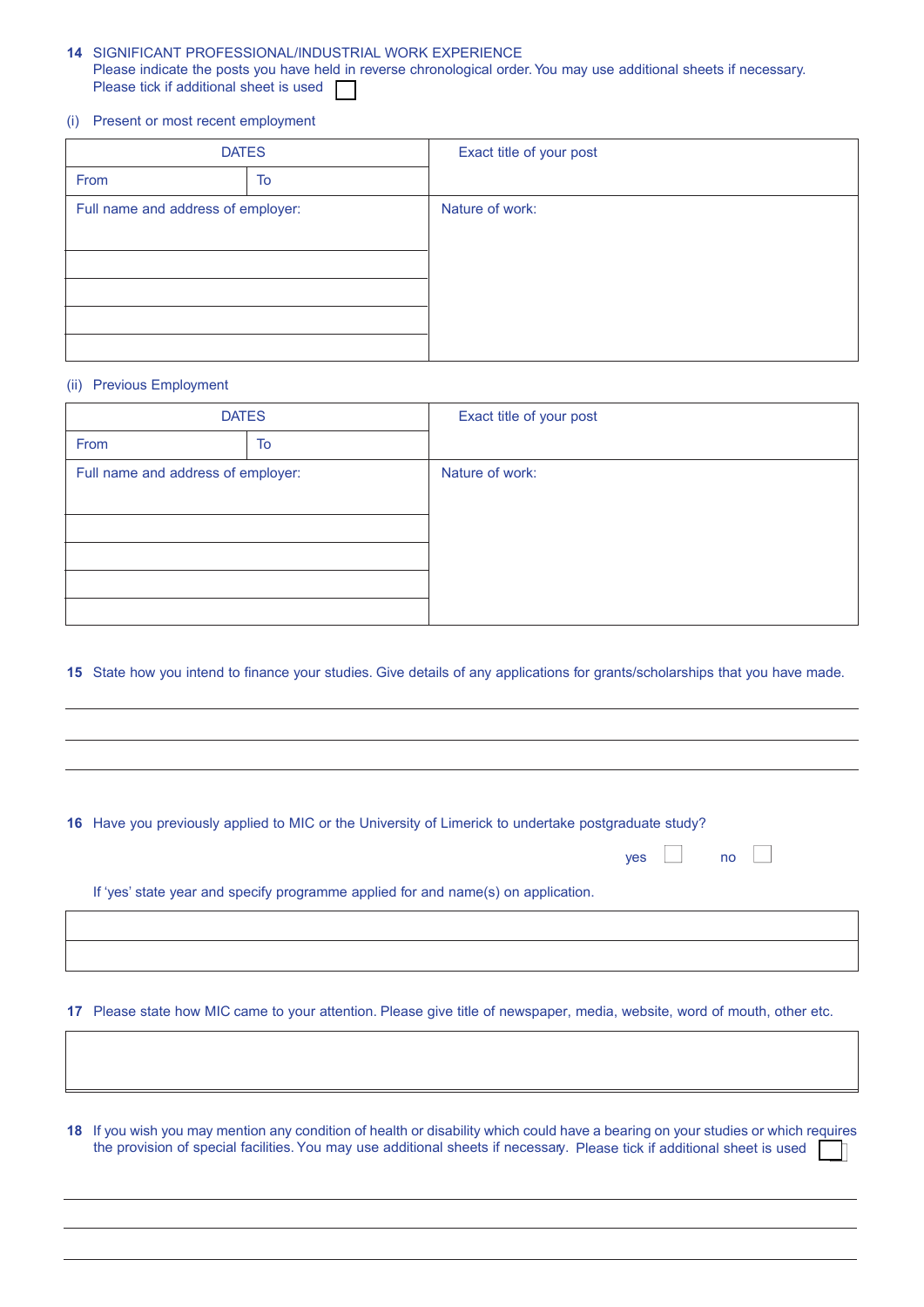**14** SIGNIFICANT PROFESSIONAL/INDUSTRIAL WORK EXPERIENCE
Please indicate the posts you have held in reverse chronological order. You may use additional sheets if necessary.
Please tick if additional sheet is used ☐

(i) Present or most recent employment

| DATES | | Exact title of your post |
|---|---|---|
| From | To | |
| Full name and address of employer: | | Nature of work: |
| | | |
| | | |
| | | |
| | | |

(ii) Previous Employment

| DATES | | Exact title of your post |
|---|---|---|
| From | To | |
| Full name and address of employer: | | Nature of work: |
| | | |
| | | |
| | | |
| | | |

**15** State how you intend to finance your studies. Give details of any applications for grants/scholarships that you have made.

\_\_\_\_\_\_\_\_\_\_\_\_\_\_\_\_\_\_\_\_\_\_\_\_\_\_\_\_\_\_\_\_\_\_\_\_\_\_\_\_\_\_\_\_\_\_\_\_\_\_\_\_\_\_\_\_\_\_\_\_\_\_\_\_

\_\_\_\_\_\_\_\_\_\_\_\_\_\_\_\_\_\_\_\_\_\_\_\_\_\_\_\_\_\_\_\_\_\_\_\_\_\_\_\_\_\_\_\_\_\_\_\_\_\_\_\_\_\_\_\_\_\_\_\_\_\_\_\_

\_\_\_\_\_\_\_\_\_\_\_\_\_\_\_\_\_\_\_\_\_\_\_\_\_\_\_\_\_\_\_\_\_\_\_\_\_\_\_\_\_\_\_\_\_\_\_\_\_\_\_\_\_\_\_\_\_\_\_\_\_\_\_\_

**16** Have you previously applied to MIC or the University of Limerick to undertake postgraduate study?

yes ☐ no ☐

If 'yes' state year and specify programme applied for and name(s) on application.

| |
|---|
| |

**17** Please state how MIC came to your attention. Please give title of newspaper, media, website, word of mouth, other etc.

| |
|---|
| |

**18** If you wish you may mention any condition of health or disability which could have a bearing on your studies or which requires the provision of special facilities. You may use additional sheets if necessary. Please tick if additional sheet is used ☐

\_\_\_\_\_\_\_\_\_\_\_\_\_\_\_\_\_\_\_\_\_\_\_\_\_\_\_\_\_\_\_\_\_\_\_\_\_\_\_\_\_\_\_\_\_\_\_\_\_\_\_\_\_\_\_\_\_\_\_\_\_\_\_\_

\_\_\_\_\_\_\_\_\_\_\_\_\_\_\_\_\_\_\_\_\_\_\_\_\_\_\_\_\_\_\_\_\_\_\_\_\_\_\_\_\_\_\_\_\_\_\_\_\_\_\_\_\_\_\_\_\_\_\_\_\_\_\_\_

\_\_\_\_\_\_\_\_\_\_\_\_\_\_\_\_\_\_\_\_\_\_\_\_\_\_\_\_\_\_\_\_\_\_\_\_\_\_\_\_\_\_\_\_\_\_\_\_\_\_\_\_\_\_\_\_\_\_\_\_\_\_\_\_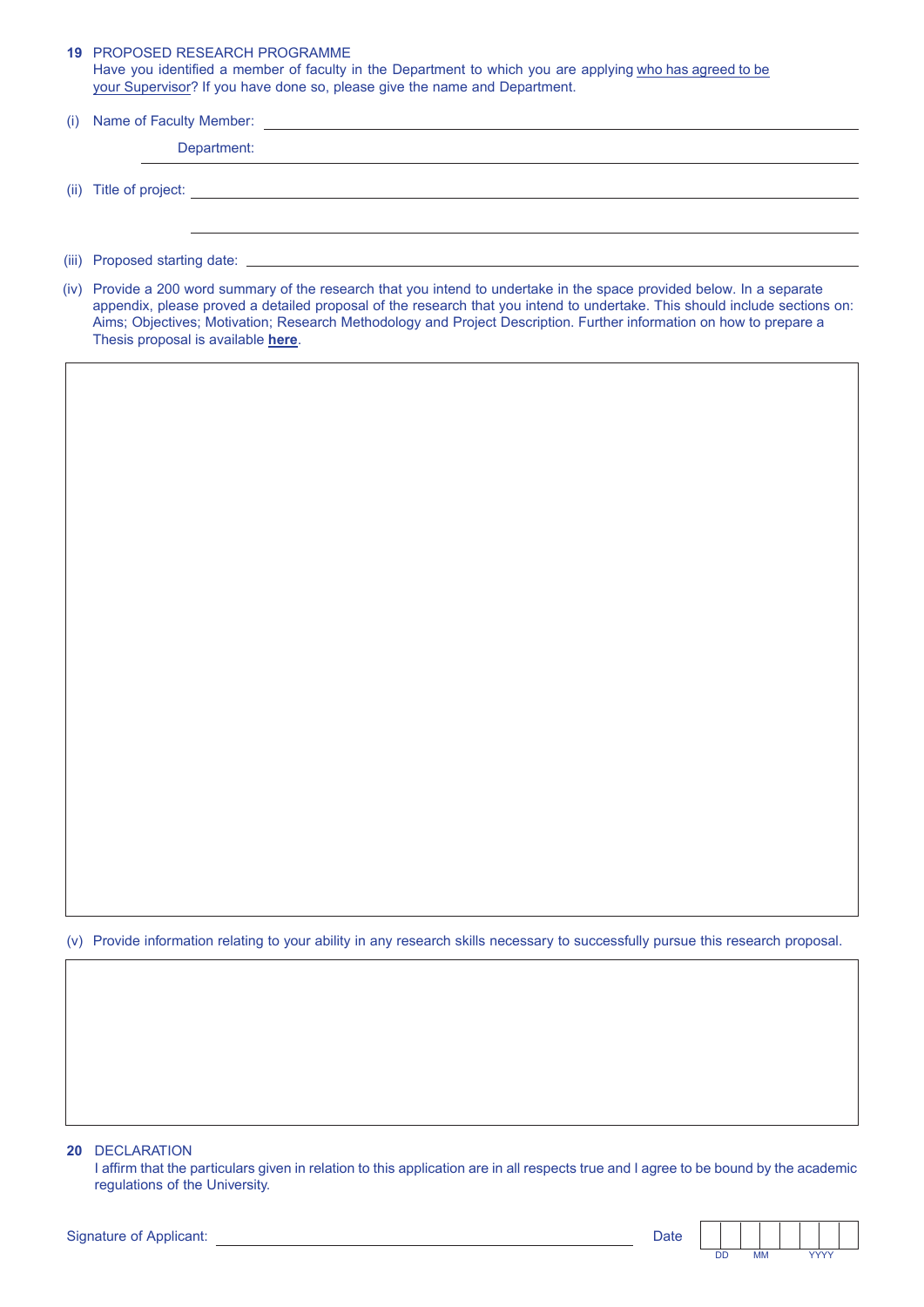## 19 PROPOSED RESEARCH PROGRAMME

Have you identified a member of faculty in the Department to which you are applying who has agreed to be your Supervisor? If you have done so, please give the name and Department.

(i) Name of Faculty Member: ______________________________

Department: ______________________________

(ii) Title of project: ______________________________

______________________________

(iii) Proposed starting date: ______________________________

(iv) Provide a 200 word summary of the research that you intend to undertake in the space provided below. In a separate appendix, please proved a detailed proposal of the research that you intend to undertake. This should include sections on: Aims; Objectives; Motivation; Research Methodology and Project Description. Further information on how to prepare a Thesis proposal is available **here**.

(v) Provide information relating to your ability in any research skills necessary to successfully pursue this research proposal.

## 20 DECLARATION

I affirm that the particulars given in relation to this application are in all respects true and I agree to be bound by the academic regulations of the University.

Signature of Applicant: ______________________________ Date: DD MM YYYY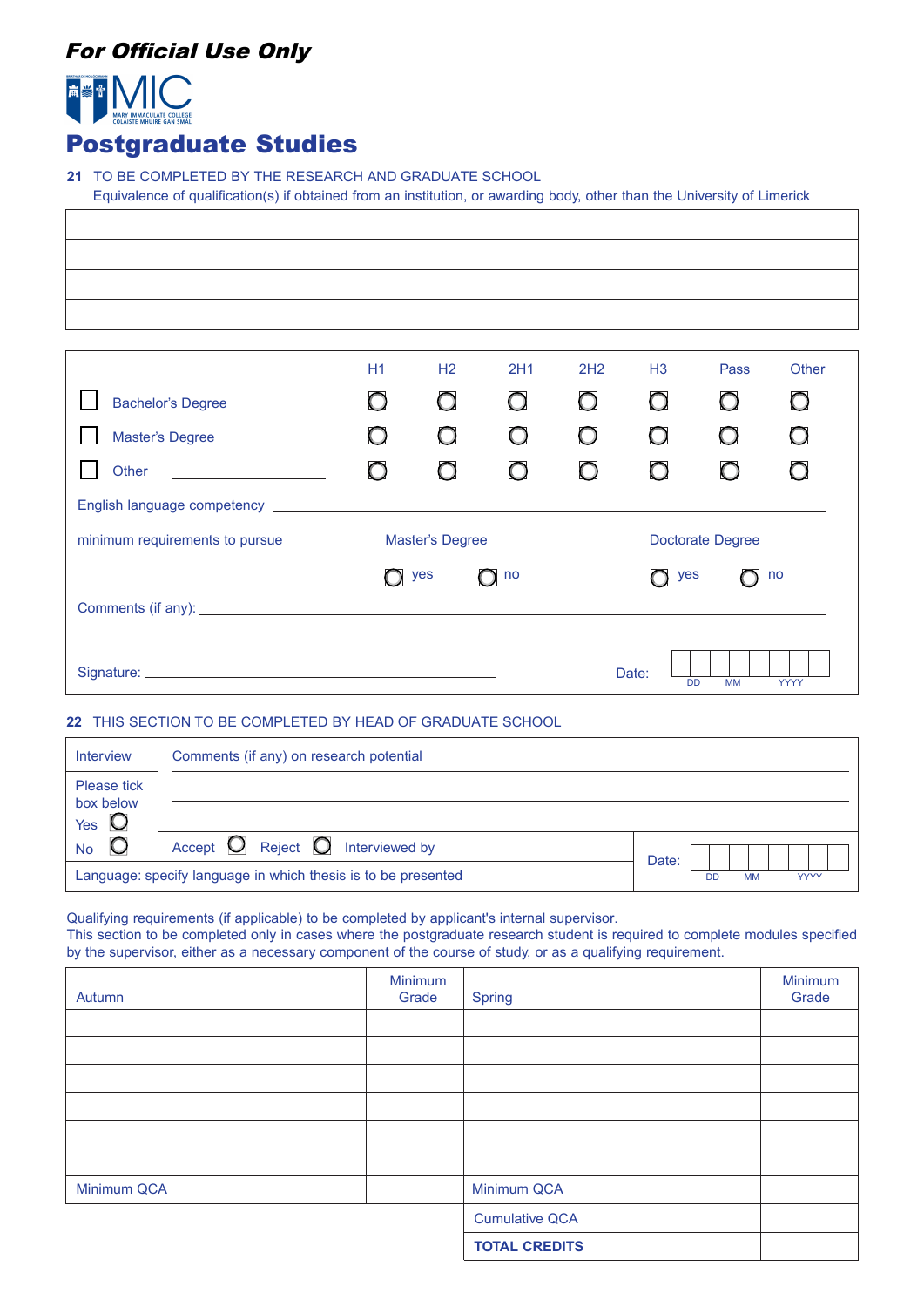***For Official Use Only***

MIC
MARY IMMACULATE COLLEGE
COLÁISTE MHUIRE GAN SMÁL

# Postgraduate Studies

**21** TO BE COMPLETED BY THE RESEARCH AND GRADUATE SCHOOL

Equivalence of qualification(s) if obtained from an institution, or awarding body, other than the University of Limerick

| |
|---|
| |
| |
| |
| |

| | H1 | H2 | 2H1 | 2H2 | H3 | Pass | Other |
|---|---|---|---|---|---|---|---|
| ☐ Bachelor's Degree | ○ | ○ | ○ | ○ | ○ | ○ | ○ |
| ☐ Master's Degree | ○ | ○ | ○ | ○ | ○ | ○ | ○ |
| ☐ Other ____________ | ○ | ○ | ○ | ○ | ○ | ○ | ○ |

English language competency ______________________________

minimum requirements to pursue

Master's Degree ○ yes ○ no

Doctorate Degree ○ yes ○ no

Comments (if any): ______________________________

______________________________

Signature: ______________________________ Date: DD MM YYYY

**22** THIS SECTION TO BE COMPLETED BY HEAD OF GRADUATE SCHOOL

| Interview | Comments (if any) on research potential | |
|---|---|---|
| Please tick box below Yes ○ | | |
| No ○ | Accept ○ Reject ○ Interviewed by | Date: DD MM YYYY |
| Language: specify language in which thesis is to be presented | | |

Qualifying requirements (if applicable) to be completed by applicant's internal supervisor.
This section to be completed only in cases where the postgraduate research student is required to complete modules specified by the supervisor, either as a necessary component of the course of study, or as a qualifying requirement.

| Autumn | Minimum Grade | Spring | Minimum Grade |
|---|---|---|---|
| | | | |
| | | | |
| | | | |
| | | | |
| | | | |
| | | | |
| Minimum QCA | | Minimum QCA | |
| | | Cumulative QCA | |
| | | **TOTAL CREDITS** | |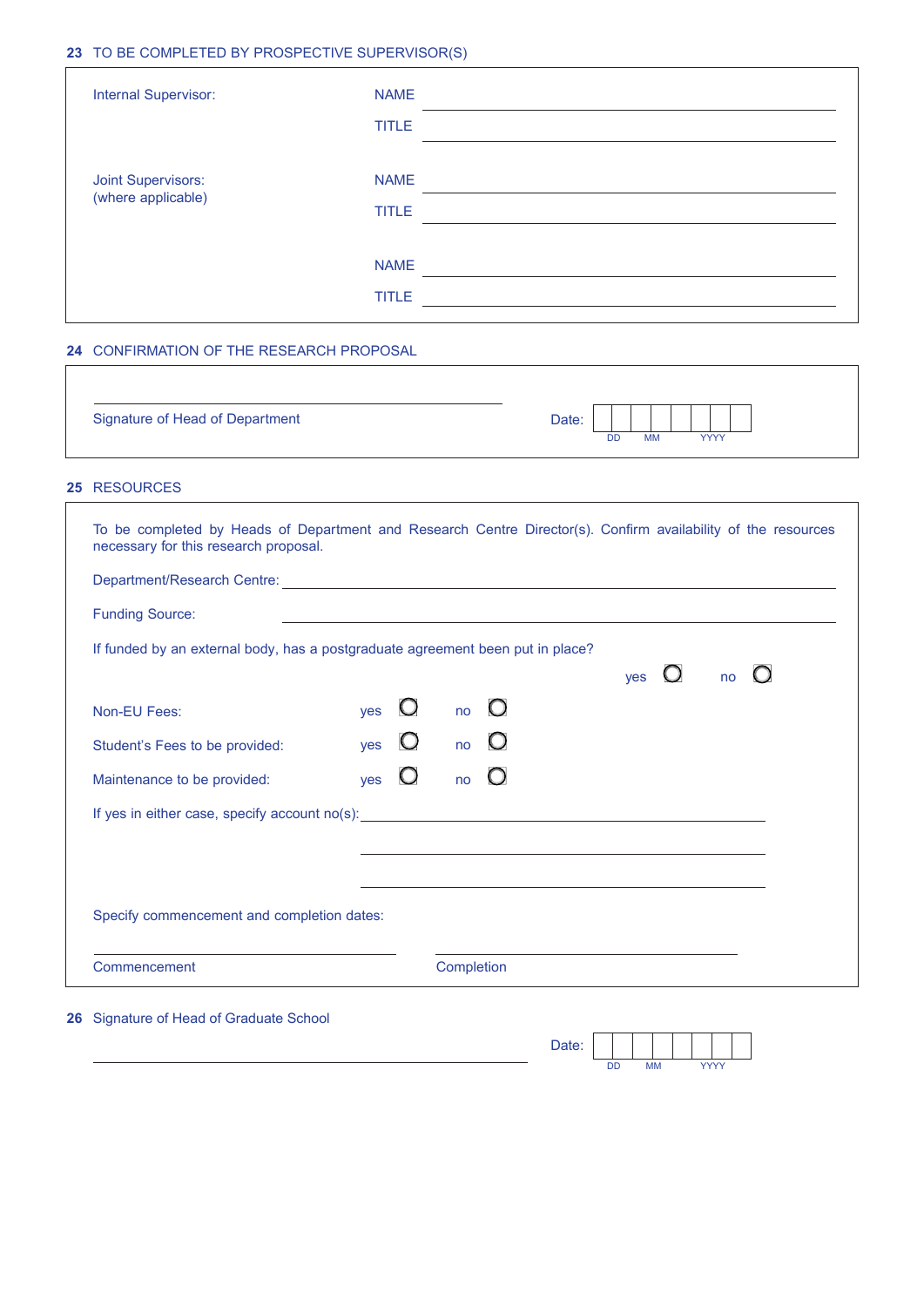## 23 TO BE COMPLETED BY PROSPECTIVE SUPERVISOR(S)

Internal Supervisor:

NAME \_\_\_\_\_\_\_\_\_\_\_\_\_\_\_\_\_\_\_\_\_\_\_\_\_\_\_\_\_\_

TITLE \_\_\_\_\_\_\_\_\_\_\_\_\_\_\_\_\_\_\_\_\_\_\_\_\_\_\_\_\_\_

Joint Supervisors:
(where applicable)

NAME \_\_\_\_\_\_\_\_\_\_\_\_\_\_\_\_\_\_\_\_\_\_\_\_\_\_\_\_\_\_

TITLE \_\_\_\_\_\_\_\_\_\_\_\_\_\_\_\_\_\_\_\_\_\_\_\_\_\_\_\_\_\_

NAME \_\_\_\_\_\_\_\_\_\_\_\_\_\_\_\_\_\_\_\_\_\_\_\_\_\_\_\_\_\_

TITLE \_\_\_\_\_\_\_\_\_\_\_\_\_\_\_\_\_\_\_\_\_\_\_\_\_\_\_\_\_\_

## 24 CONFIRMATION OF THE RESEARCH PROPOSAL

\_\_\_\_\_\_\_\_\_\_\_\_\_\_\_\_\_\_\_\_\_\_\_\_\_\_\_\_\_\_

Signature of Head of Department

Date: DD MM YYYY

## 25 RESOURCES

To be completed by Heads of Department and Research Centre Director(s). Confirm availability of the resources necessary for this research proposal.

Department/Research Centre: \_\_\_\_\_\_\_\_\_\_\_\_\_\_\_\_\_\_\_\_\_\_\_\_\_\_\_\_\_\_

Funding Source: \_\_\_\_\_\_\_\_\_\_\_\_\_\_\_\_\_\_\_\_\_\_\_\_\_\_\_\_\_\_

If funded by an external body, has a postgraduate agreement been put in place?

yes ○ no ○

Non-EU Fees: yes ○ no ○

Student's Fees to be provided: yes ○ no ○

Maintenance to be provided: yes ○ no ○

If yes in either case, specify account no(s): \_\_\_\_\_\_\_\_\_\_\_\_\_\_\_\_\_\_\_\_\_\_\_\_\_\_\_\_\_\_

\_\_\_\_\_\_\_\_\_\_\_\_\_\_\_\_\_\_\_\_\_\_\_\_\_\_\_\_\_\_

\_\_\_\_\_\_\_\_\_\_\_\_\_\_\_\_\_\_\_\_\_\_\_\_\_\_\_\_\_\_

Specify commencement and completion dates:

\_\_\_\_\_\_\_\_\_\_\_\_\_\_\_\_\_\_\_\_ \_\_\_\_\_\_\_\_\_\_\_\_\_\_\_\_\_\_\_\_

Commencement Completion

## 26 Signature of Head of Graduate School

\_\_\_\_\_\_\_\_\_\_\_\_\_\_\_\_\_\_\_\_\_\_\_\_\_\_\_\_\_\_

Date: DD MM YYYY